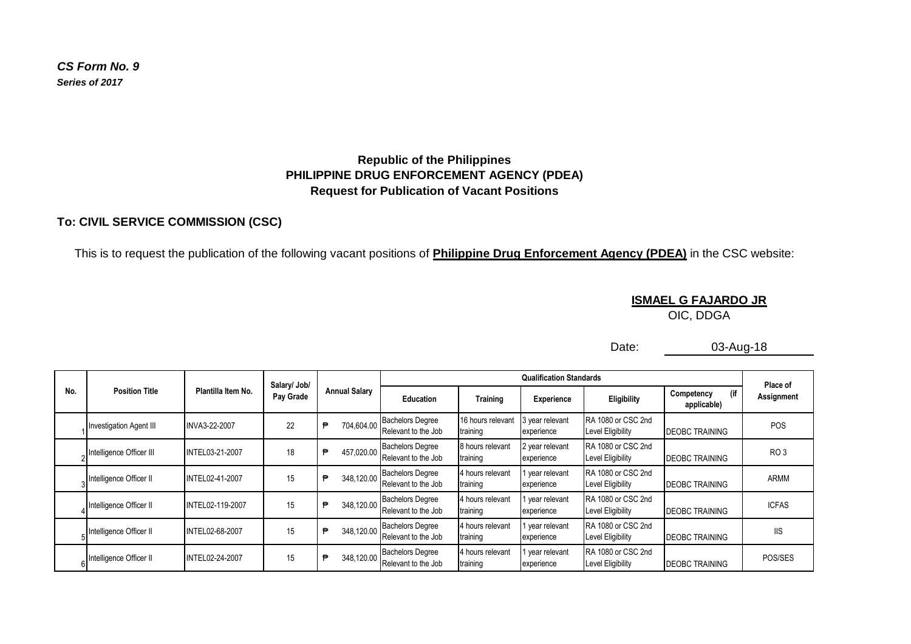*CS Form No. 9*
***Series of 2017***

**Republic of the Philippines**
**PHILIPPINE DRUG ENFORCEMENT AGENCY (PDEA)**
**Request for Publication of Vacant Positions**

**To: CIVIL SERVICE COMMISSION (CSC)**

This is to request the publication of the following vacant positions of **Philippine Drug Enforcement Agency (PDEA)** in the CSC website:

**ISMAEL G FAJARDO JR**
OIC, DDGA

Date: 03-Aug-18

| No. | Position Title | Plantilla Item No. | Salary/ Job/ Pay Grade | Annual Salary | Qualification Standards | | | | | Place of Assignment |
|---|---|---|---|---|---|---|---|---|---|---|
| | | | | | Education | Training | Experience | Eligibility | Competency (if applicable) | |
| 1 | Investigation Agent III | INVA3-22-2007 | 22 | ₱ 704,604.00 | Bachelors Degree Relevant to the Job | 16 hours relevant training | 3 year relevant experience | RA 1080 or CSC 2nd Level Eligibility | DEOBC TRAINING | POS |
| 2 | Intelligence Officer III | INTEL03-21-2007 | 18 | ₱ 457,020.00 | Bachelors Degree Relevant to the Job | 8 hours relevant training | 2 year relevant experience | RA 1080 or CSC 2nd Level Eligibility | DEOBC TRAINING | RO 3 |
| 3 | Intelligence Officer II | INTEL02-41-2007 | 15 | ₱ 348,120.00 | Bachelors Degree Relevant to the Job | 4 hours relevant training | 1 year relevant experience | RA 1080 or CSC 2nd Level Eligibility | DEOBC TRAINING | ARMM |
| 4 | Intelligence Officer II | INTEL02-119-2007 | 15 | ₱ 348,120.00 | Bachelors Degree Relevant to the Job | 4 hours relevant training | 1 year relevant experience | RA 1080 or CSC 2nd Level Eligibility | DEOBC TRAINING | ICFAS |
| 5 | Intelligence Officer II | INTEL02-68-2007 | 15 | ₱ 348,120.00 | Bachelors Degree Relevant to the Job | 4 hours relevant training | 1 year relevant experience | RA 1080 or CSC 2nd Level Eligibility | DEOBC TRAINING | IIS |
| 6 | Intelligence Officer II | INTEL02-24-2007 | 15 | ₱ 348,120.00 | Bachelors Degree Relevant to the Job | 4 hours relevant training | 1 year relevant experience | RA 1080 or CSC 2nd Level Eligibility | DEOBC TRAINING | POS/SES |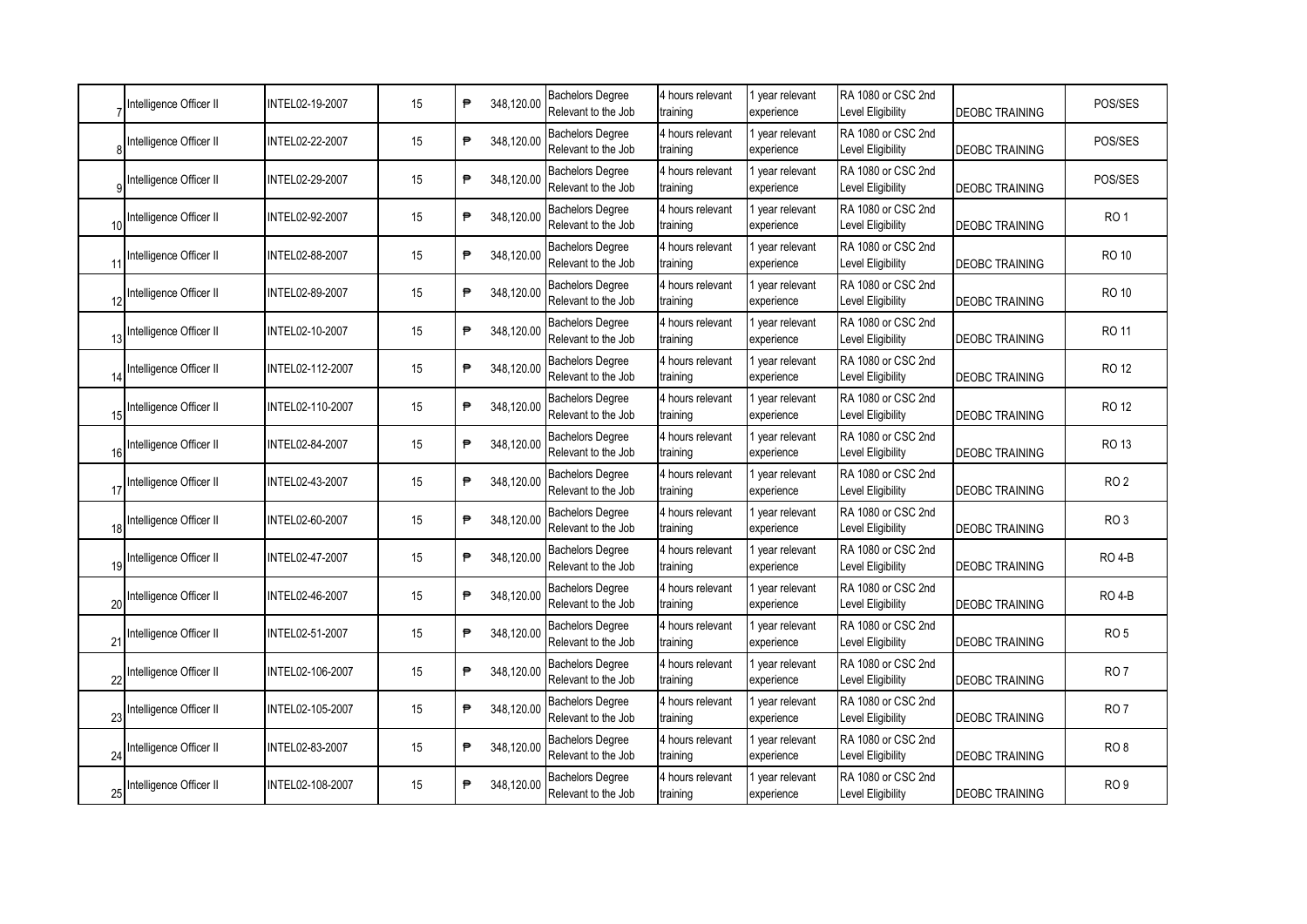| | | | | | | | | | | |
|---|---|---|---|---|---|---|---|---|---|---|
| 7 | Intelligence Officer II | INTEL02-19-2007 | 15 | ₱ 348,120.00 | Bachelors Degree Relevant to the Job | 4 hours relevant training | 1 year relevant experience | RA 1080 or CSC 2nd Level Eligibility | DEOBC TRAINING | POS/SES |
| 8 | Intelligence Officer II | INTEL02-22-2007 | 15 | ₱ 348,120.00 | Bachelors Degree Relevant to the Job | 4 hours relevant training | 1 year relevant experience | RA 1080 or CSC 2nd Level Eligibility | DEOBC TRAINING | POS/SES |
| 9 | Intelligence Officer II | INTEL02-29-2007 | 15 | ₱ 348,120.00 | Bachelors Degree Relevant to the Job | 4 hours relevant training | 1 year relevant experience | RA 1080 or CSC 2nd Level Eligibility | DEOBC TRAINING | POS/SES |
| 10 | Intelligence Officer II | INTEL02-92-2007 | 15 | ₱ 348,120.00 | Bachelors Degree Relevant to the Job | 4 hours relevant training | 1 year relevant experience | RA 1080 or CSC 2nd Level Eligibility | DEOBC TRAINING | RO 1 |
| 11 | Intelligence Officer II | INTEL02-88-2007 | 15 | ₱ 348,120.00 | Bachelors Degree Relevant to the Job | 4 hours relevant training | 1 year relevant experience | RA 1080 or CSC 2nd Level Eligibility | DEOBC TRAINING | RO 10 |
| 12 | Intelligence Officer II | INTEL02-89-2007 | 15 | ₱ 348,120.00 | Bachelors Degree Relevant to the Job | 4 hours relevant training | 1 year relevant experience | RA 1080 or CSC 2nd Level Eligibility | DEOBC TRAINING | RO 10 |
| 13 | Intelligence Officer II | INTEL02-10-2007 | 15 | ₱ 348,120.00 | Bachelors Degree Relevant to the Job | 4 hours relevant training | 1 year relevant experience | RA 1080 or CSC 2nd Level Eligibility | DEOBC TRAINING | RO 11 |
| 14 | Intelligence Officer II | INTEL02-112-2007 | 15 | ₱ 348,120.00 | Bachelors Degree Relevant to the Job | 4 hours relevant training | 1 year relevant experience | RA 1080 or CSC 2nd Level Eligibility | DEOBC TRAINING | RO 12 |
| 15 | Intelligence Officer II | INTEL02-110-2007 | 15 | ₱ 348,120.00 | Bachelors Degree Relevant to the Job | 4 hours relevant training | 1 year relevant experience | RA 1080 or CSC 2nd Level Eligibility | DEOBC TRAINING | RO 12 |
| 16 | Intelligence Officer II | INTEL02-84-2007 | 15 | ₱ 348,120.00 | Bachelors Degree Relevant to the Job | 4 hours relevant training | 1 year relevant experience | RA 1080 or CSC 2nd Level Eligibility | DEOBC TRAINING | RO 13 |
| 17 | Intelligence Officer II | INTEL02-43-2007 | 15 | ₱ 348,120.00 | Bachelors Degree Relevant to the Job | 4 hours relevant training | 1 year relevant experience | RA 1080 or CSC 2nd Level Eligibility | DEOBC TRAINING | RO 2 |
| 18 | Intelligence Officer II | INTEL02-60-2007 | 15 | ₱ 348,120.00 | Bachelors Degree Relevant to the Job | 4 hours relevant training | 1 year relevant experience | RA 1080 or CSC 2nd Level Eligibility | DEOBC TRAINING | RO 3 |
| 19 | Intelligence Officer II | INTEL02-47-2007 | 15 | ₱ 348,120.00 | Bachelors Degree Relevant to the Job | 4 hours relevant training | 1 year relevant experience | RA 1080 or CSC 2nd Level Eligibility | DEOBC TRAINING | RO 4-B |
| 20 | Intelligence Officer II | INTEL02-46-2007 | 15 | ₱ 348,120.00 | Bachelors Degree Relevant to the Job | 4 hours relevant training | 1 year relevant experience | RA 1080 or CSC 2nd Level Eligibility | DEOBC TRAINING | RO 4-B |
| 21 | Intelligence Officer II | INTEL02-51-2007 | 15 | ₱ 348,120.00 | Bachelors Degree Relevant to the Job | 4 hours relevant training | 1 year relevant experience | RA 1080 or CSC 2nd Level Eligibility | DEOBC TRAINING | RO 5 |
| 22 | Intelligence Officer II | INTEL02-106-2007 | 15 | ₱ 348,120.00 | Bachelors Degree Relevant to the Job | 4 hours relevant training | 1 year relevant experience | RA 1080 or CSC 2nd Level Eligibility | DEOBC TRAINING | RO 7 |
| 23 | Intelligence Officer II | INTEL02-105-2007 | 15 | ₱ 348,120.00 | Bachelors Degree Relevant to the Job | 4 hours relevant training | 1 year relevant experience | RA 1080 or CSC 2nd Level Eligibility | DEOBC TRAINING | RO 7 |
| 24 | Intelligence Officer II | INTEL02-83-2007 | 15 | ₱ 348,120.00 | Bachelors Degree Relevant to the Job | 4 hours relevant training | 1 year relevant experience | RA 1080 or CSC 2nd Level Eligibility | DEOBC TRAINING | RO 8 |
| 25 | Intelligence Officer II | INTEL02-108-2007 | 15 | ₱ 348,120.00 | Bachelors Degree Relevant to the Job | 4 hours relevant training | 1 year relevant experience | RA 1080 or CSC 2nd Level Eligibility | DEOBC TRAINING | RO 9 |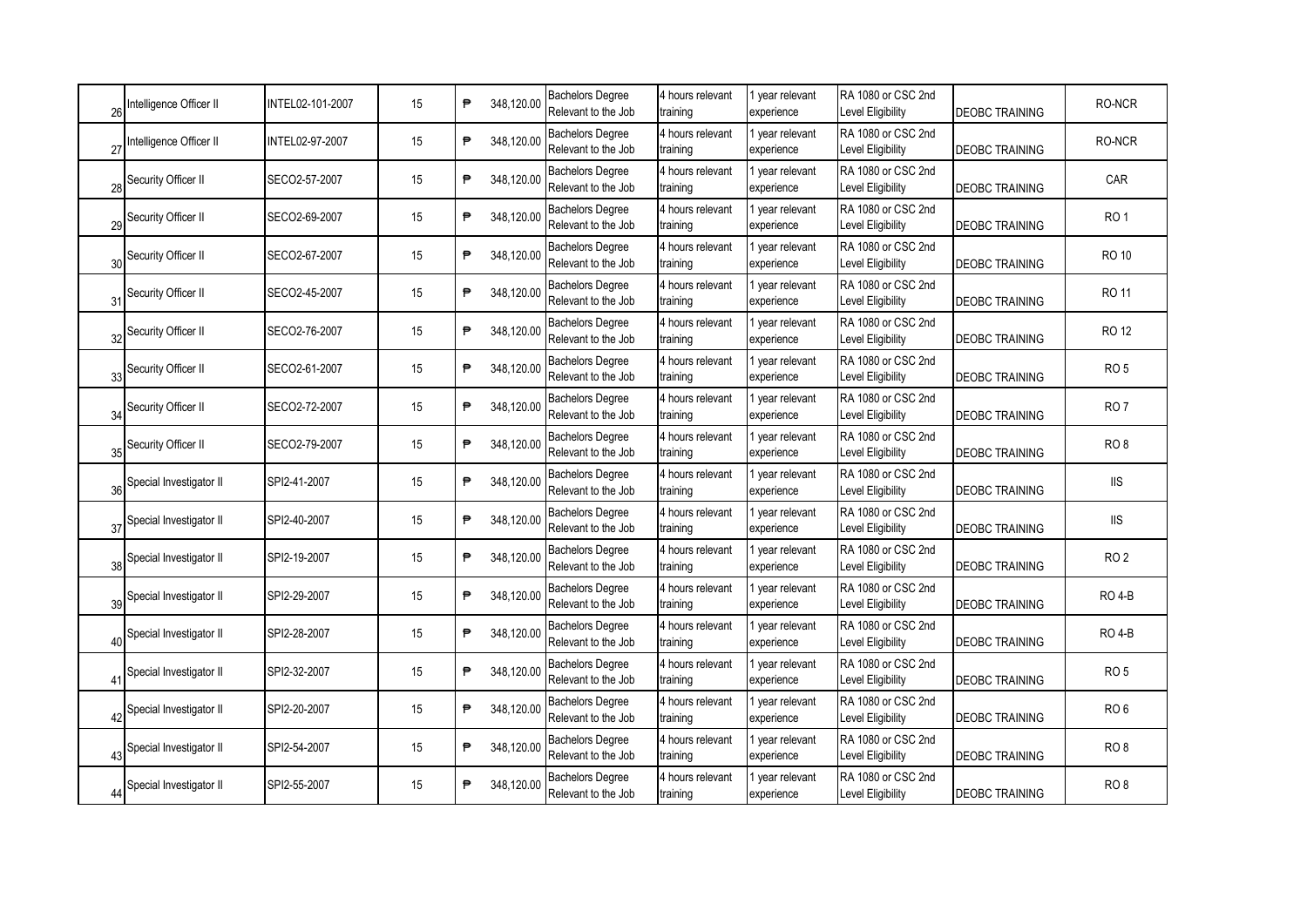| | | | | | | | | | | |
|---|---|---|---|---|---|---|---|---|---|---|
| 26 | Intelligence Officer II | INTEL02-101-2007 | 15 | ₱ 348,120.00 | Bachelors Degree Relevant to the Job | 4 hours relevant training | 1 year relevant experience | RA 1080 or CSC 2nd Level Eligibility | DEOBC TRAINING | RO-NCR |
| 27 | Intelligence Officer II | INTEL02-97-2007 | 15 | ₱ 348,120.00 | Bachelors Degree Relevant to the Job | 4 hours relevant training | 1 year relevant experience | RA 1080 or CSC 2nd Level Eligibility | DEOBC TRAINING | RO-NCR |
| 28 | Security Officer II | SECO2-57-2007 | 15 | ₱ 348,120.00 | Bachelors Degree Relevant to the Job | 4 hours relevant training | 1 year relevant experience | RA 1080 or CSC 2nd Level Eligibility | DEOBC TRAINING | CAR |
| 29 | Security Officer II | SECO2-69-2007 | 15 | ₱ 348,120.00 | Bachelors Degree Relevant to the Job | 4 hours relevant training | 1 year relevant experience | RA 1080 or CSC 2nd Level Eligibility | DEOBC TRAINING | RO 1 |
| 30 | Security Officer II | SECO2-67-2007 | 15 | ₱ 348,120.00 | Bachelors Degree Relevant to the Job | 4 hours relevant training | 1 year relevant experience | RA 1080 or CSC 2nd Level Eligibility | DEOBC TRAINING | RO 10 |
| 31 | Security Officer II | SECO2-45-2007 | 15 | ₱ 348,120.00 | Bachelors Degree Relevant to the Job | 4 hours relevant training | 1 year relevant experience | RA 1080 or CSC 2nd Level Eligibility | DEOBC TRAINING | RO 11 |
| 32 | Security Officer II | SECO2-76-2007 | 15 | ₱ 348,120.00 | Bachelors Degree Relevant to the Job | 4 hours relevant training | 1 year relevant experience | RA 1080 or CSC 2nd Level Eligibility | DEOBC TRAINING | RO 12 |
| 33 | Security Officer II | SECO2-61-2007 | 15 | ₱ 348,120.00 | Bachelors Degree Relevant to the Job | 4 hours relevant training | 1 year relevant experience | RA 1080 or CSC 2nd Level Eligibility | DEOBC TRAINING | RO 5 |
| 34 | Security Officer II | SECO2-72-2007 | 15 | ₱ 348,120.00 | Bachelors Degree Relevant to the Job | 4 hours relevant training | 1 year relevant experience | RA 1080 or CSC 2nd Level Eligibility | DEOBC TRAINING | RO 7 |
| 35 | Security Officer II | SECO2-79-2007 | 15 | ₱ 348,120.00 | Bachelors Degree Relevant to the Job | 4 hours relevant training | 1 year relevant experience | RA 1080 or CSC 2nd Level Eligibility | DEOBC TRAINING | RO 8 |
| 36 | Special Investigator II | SPI2-41-2007 | 15 | ₱ 348,120.00 | Bachelors Degree Relevant to the Job | 4 hours relevant training | 1 year relevant experience | RA 1080 or CSC 2nd Level Eligibility | DEOBC TRAINING | IIS |
| 37 | Special Investigator II | SPI2-40-2007 | 15 | ₱ 348,120.00 | Bachelors Degree Relevant to the Job | 4 hours relevant training | 1 year relevant experience | RA 1080 or CSC 2nd Level Eligibility | DEOBC TRAINING | IIS |
| 38 | Special Investigator II | SPI2-19-2007 | 15 | ₱ 348,120.00 | Bachelors Degree Relevant to the Job | 4 hours relevant training | 1 year relevant experience | RA 1080 or CSC 2nd Level Eligibility | DEOBC TRAINING | RO 2 |
| 39 | Special Investigator II | SPI2-29-2007 | 15 | ₱ 348,120.00 | Bachelors Degree Relevant to the Job | 4 hours relevant training | 1 year relevant experience | RA 1080 or CSC 2nd Level Eligibility | DEOBC TRAINING | RO 4-B |
| 40 | Special Investigator II | SPI2-28-2007 | 15 | ₱ 348,120.00 | Bachelors Degree Relevant to the Job | 4 hours relevant training | 1 year relevant experience | RA 1080 or CSC 2nd Level Eligibility | DEOBC TRAINING | RO 4-B |
| 41 | Special Investigator II | SPI2-32-2007 | 15 | ₱ 348,120.00 | Bachelors Degree Relevant to the Job | 4 hours relevant training | 1 year relevant experience | RA 1080 or CSC 2nd Level Eligibility | DEOBC TRAINING | RO 5 |
| 42 | Special Investigator II | SPI2-20-2007 | 15 | ₱ 348,120.00 | Bachelors Degree Relevant to the Job | 4 hours relevant training | 1 year relevant experience | RA 1080 or CSC 2nd Level Eligibility | DEOBC TRAINING | RO 6 |
| 43 | Special Investigator II | SPI2-54-2007 | 15 | ₱ 348,120.00 | Bachelors Degree Relevant to the Job | 4 hours relevant training | 1 year relevant experience | RA 1080 or CSC 2nd Level Eligibility | DEOBC TRAINING | RO 8 |
| 44 | Special Investigator II | SPI2-55-2007 | 15 | ₱ 348,120.00 | Bachelors Degree Relevant to the Job | 4 hours relevant training | 1 year relevant experience | RA 1080 or CSC 2nd Level Eligibility | DEOBC TRAINING | RO 8 |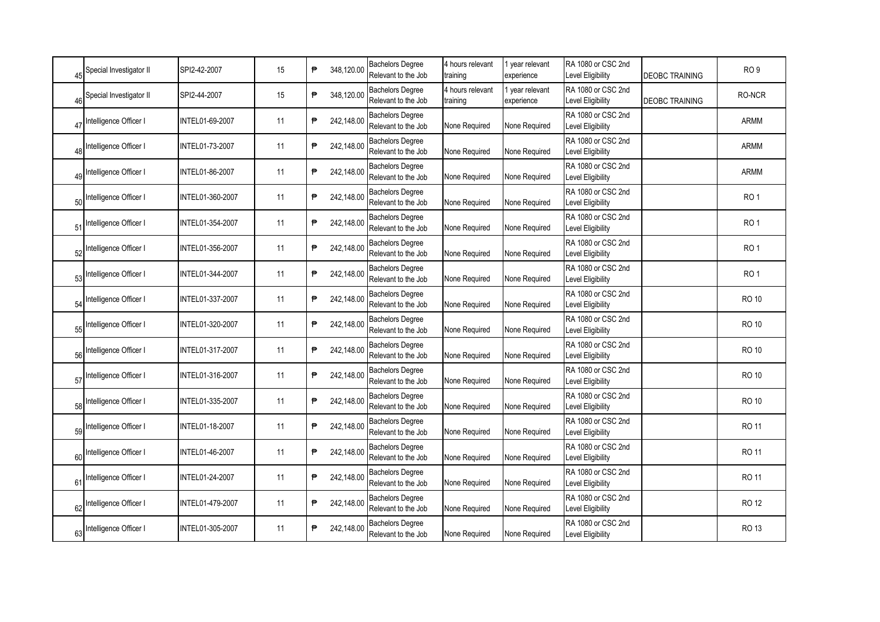| | | | | | | | | | | |
|---|---|---|---|---|---|---|---|---|---|---|
| 45 | Special Investigator II | SPI2-42-2007 | 15 | ₱ 348,120.00 | Bachelors Degree Relevant to the Job | 4 hours relevant training | 1 year relevant experience | RA 1080 or CSC 2nd Level Eligibility | DEOBC TRAINING | RO 9 |
| 46 | Special Investigator II | SPI2-44-2007 | 15 | ₱ 348,120.00 | Bachelors Degree Relevant to the Job | 4 hours relevant training | 1 year relevant experience | RA 1080 or CSC 2nd Level Eligibility | DEOBC TRAINING | RO-NCR |
| 47 | Intelligence Officer I | INTEL01-69-2007 | 11 | ₱ 242,148.00 | Bachelors Degree Relevant to the Job | None Required | None Required | RA 1080 or CSC 2nd Level Eligibility | | ARMM |
| 48 | Intelligence Officer I | INTEL01-73-2007 | 11 | ₱ 242,148.00 | Bachelors Degree Relevant to the Job | None Required | None Required | RA 1080 or CSC 2nd Level Eligibility | | ARMM |
| 49 | Intelligence Officer I | INTEL01-86-2007 | 11 | ₱ 242,148.00 | Bachelors Degree Relevant to the Job | None Required | None Required | RA 1080 or CSC 2nd Level Eligibility | | ARMM |
| 50 | Intelligence Officer I | INTEL01-360-2007 | 11 | ₱ 242,148.00 | Bachelors Degree Relevant to the Job | None Required | None Required | RA 1080 or CSC 2nd Level Eligibility | | RO 1 |
| 51 | Intelligence Officer I | INTEL01-354-2007 | 11 | ₱ 242,148.00 | Bachelors Degree Relevant to the Job | None Required | None Required | RA 1080 or CSC 2nd Level Eligibility | | RO 1 |
| 52 | Intelligence Officer I | INTEL01-356-2007 | 11 | ₱ 242,148.00 | Bachelors Degree Relevant to the Job | None Required | None Required | RA 1080 or CSC 2nd Level Eligibility | | RO 1 |
| 53 | Intelligence Officer I | INTEL01-344-2007 | 11 | ₱ 242,148.00 | Bachelors Degree Relevant to the Job | None Required | None Required | RA 1080 or CSC 2nd Level Eligibility | | RO 1 |
| 54 | Intelligence Officer I | INTEL01-337-2007 | 11 | ₱ 242,148.00 | Bachelors Degree Relevant to the Job | None Required | None Required | RA 1080 or CSC 2nd Level Eligibility | | RO 10 |
| 55 | Intelligence Officer I | INTEL01-320-2007 | 11 | ₱ 242,148.00 | Bachelors Degree Relevant to the Job | None Required | None Required | RA 1080 or CSC 2nd Level Eligibility | | RO 10 |
| 56 | Intelligence Officer I | INTEL01-317-2007 | 11 | ₱ 242,148.00 | Bachelors Degree Relevant to the Job | None Required | None Required | RA 1080 or CSC 2nd Level Eligibility | | RO 10 |
| 57 | Intelligence Officer I | INTEL01-316-2007 | 11 | ₱ 242,148.00 | Bachelors Degree Relevant to the Job | None Required | None Required | RA 1080 or CSC 2nd Level Eligibility | | RO 10 |
| 58 | Intelligence Officer I | INTEL01-335-2007 | 11 | ₱ 242,148.00 | Bachelors Degree Relevant to the Job | None Required | None Required | RA 1080 or CSC 2nd Level Eligibility | | RO 10 |
| 59 | Intelligence Officer I | INTEL01-18-2007 | 11 | ₱ 242,148.00 | Bachelors Degree Relevant to the Job | None Required | None Required | RA 1080 or CSC 2nd Level Eligibility | | RO 11 |
| 60 | Intelligence Officer I | INTEL01-46-2007 | 11 | ₱ 242,148.00 | Bachelors Degree Relevant to the Job | None Required | None Required | RA 1080 or CSC 2nd Level Eligibility | | RO 11 |
| 61 | Intelligence Officer I | INTEL01-24-2007 | 11 | ₱ 242,148.00 | Bachelors Degree Relevant to the Job | None Required | None Required | RA 1080 or CSC 2nd Level Eligibility | | RO 11 |
| 62 | Intelligence Officer I | INTEL01-479-2007 | 11 | ₱ 242,148.00 | Bachelors Degree Relevant to the Job | None Required | None Required | RA 1080 or CSC 2nd Level Eligibility | | RO 12 |
| 63 | Intelligence Officer I | INTEL01-305-2007 | 11 | ₱ 242,148.00 | Bachelors Degree Relevant to the Job | None Required | None Required | RA 1080 or CSC 2nd Level Eligibility | | RO 13 |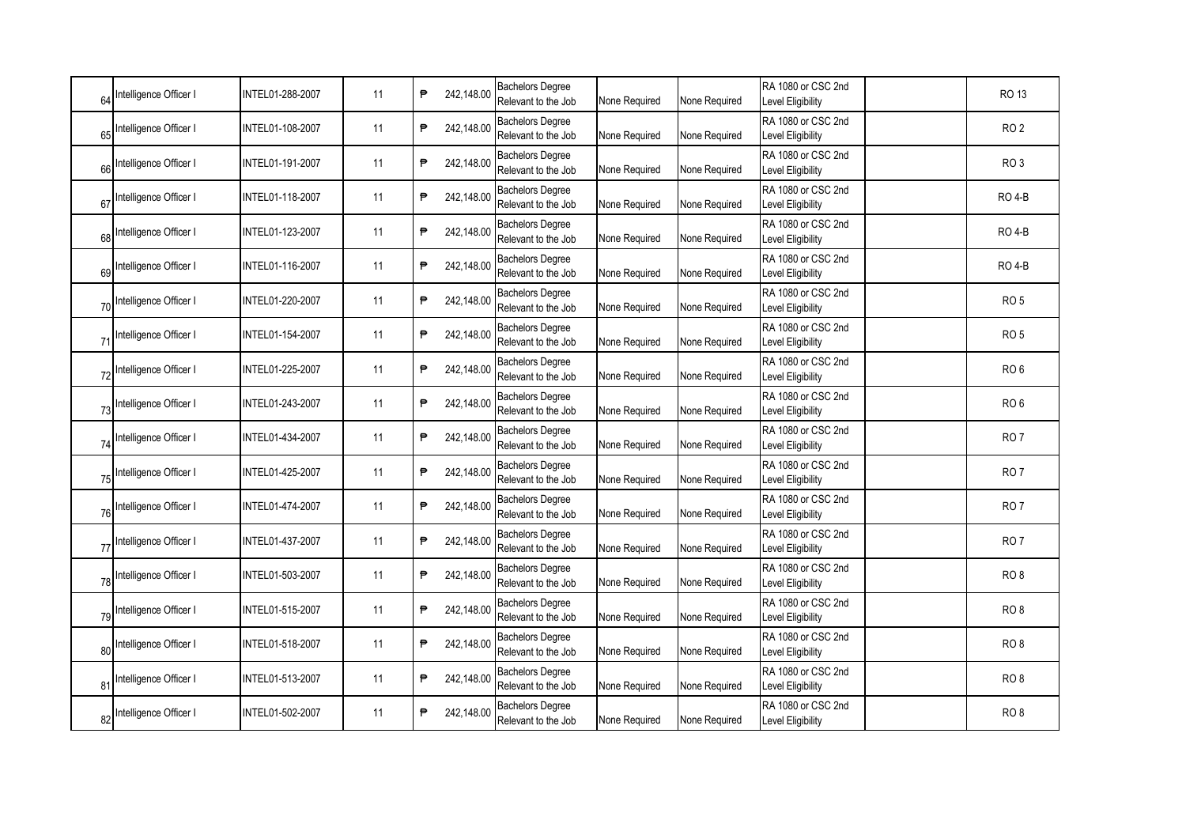| | | | | | | | | | | |
|---|---|---|---|---|---|---|---|---|---|---|
| 64 | Intelligence Officer I | INTEL01-288-2007 | 11 | ₱ 242,148.00 | Bachelors Degree Relevant to the Job | None Required | None Required | RA 1080 or CSC 2nd Level Eligibility | | RO 13 |
| 65 | Intelligence Officer I | INTEL01-108-2007 | 11 | ₱ 242,148.00 | Bachelors Degree Relevant to the Job | None Required | None Required | RA 1080 or CSC 2nd Level Eligibility | | RO 2 |
| 66 | Intelligence Officer I | INTEL01-191-2007 | 11 | ₱ 242,148.00 | Bachelors Degree Relevant to the Job | None Required | None Required | RA 1080 or CSC 2nd Level Eligibility | | RO 3 |
| 67 | Intelligence Officer I | INTEL01-118-2007 | 11 | ₱ 242,148.00 | Bachelors Degree Relevant to the Job | None Required | None Required | RA 1080 or CSC 2nd Level Eligibility | | RO 4-B |
| 68 | Intelligence Officer I | INTEL01-123-2007 | 11 | ₱ 242,148.00 | Bachelors Degree Relevant to the Job | None Required | None Required | RA 1080 or CSC 2nd Level Eligibility | | RO 4-B |
| 69 | Intelligence Officer I | INTEL01-116-2007 | 11 | ₱ 242,148.00 | Bachelors Degree Relevant to the Job | None Required | None Required | RA 1080 or CSC 2nd Level Eligibility | | RO 4-B |
| 70 | Intelligence Officer I | INTEL01-220-2007 | 11 | ₱ 242,148.00 | Bachelors Degree Relevant to the Job | None Required | None Required | RA 1080 or CSC 2nd Level Eligibility | | RO 5 |
| 71 | Intelligence Officer I | INTEL01-154-2007 | 11 | ₱ 242,148.00 | Bachelors Degree Relevant to the Job | None Required | None Required | RA 1080 or CSC 2nd Level Eligibility | | RO 5 |
| 72 | Intelligence Officer I | INTEL01-225-2007 | 11 | ₱ 242,148.00 | Bachelors Degree Relevant to the Job | None Required | None Required | RA 1080 or CSC 2nd Level Eligibility | | RO 6 |
| 73 | Intelligence Officer I | INTEL01-243-2007 | 11 | ₱ 242,148.00 | Bachelors Degree Relevant to the Job | None Required | None Required | RA 1080 or CSC 2nd Level Eligibility | | RO 6 |
| 74 | Intelligence Officer I | INTEL01-434-2007 | 11 | ₱ 242,148.00 | Bachelors Degree Relevant to the Job | None Required | None Required | RA 1080 or CSC 2nd Level Eligibility | | RO 7 |
| 75 | Intelligence Officer I | INTEL01-425-2007 | 11 | ₱ 242,148.00 | Bachelors Degree Relevant to the Job | None Required | None Required | RA 1080 or CSC 2nd Level Eligibility | | RO 7 |
| 76 | Intelligence Officer I | INTEL01-474-2007 | 11 | ₱ 242,148.00 | Bachelors Degree Relevant to the Job | None Required | None Required | RA 1080 or CSC 2nd Level Eligibility | | RO 7 |
| 77 | Intelligence Officer I | INTEL01-437-2007 | 11 | ₱ 242,148.00 | Bachelors Degree Relevant to the Job | None Required | None Required | RA 1080 or CSC 2nd Level Eligibility | | RO 7 |
| 78 | Intelligence Officer I | INTEL01-503-2007 | 11 | ₱ 242,148.00 | Bachelors Degree Relevant to the Job | None Required | None Required | RA 1080 or CSC 2nd Level Eligibility | | RO 8 |
| 79 | Intelligence Officer I | INTEL01-515-2007 | 11 | ₱ 242,148.00 | Bachelors Degree Relevant to the Job | None Required | None Required | RA 1080 or CSC 2nd Level Eligibility | | RO 8 |
| 80 | Intelligence Officer I | INTEL01-518-2007 | 11 | ₱ 242,148.00 | Bachelors Degree Relevant to the Job | None Required | None Required | RA 1080 or CSC 2nd Level Eligibility | | RO 8 |
| 81 | Intelligence Officer I | INTEL01-513-2007 | 11 | ₱ 242,148.00 | Bachelors Degree Relevant to the Job | None Required | None Required | RA 1080 or CSC 2nd Level Eligibility | | RO 8 |
| 82 | Intelligence Officer I | INTEL01-502-2007 | 11 | ₱ 242,148.00 | Bachelors Degree Relevant to the Job | None Required | None Required | RA 1080 or CSC 2nd Level Eligibility | | RO 8 |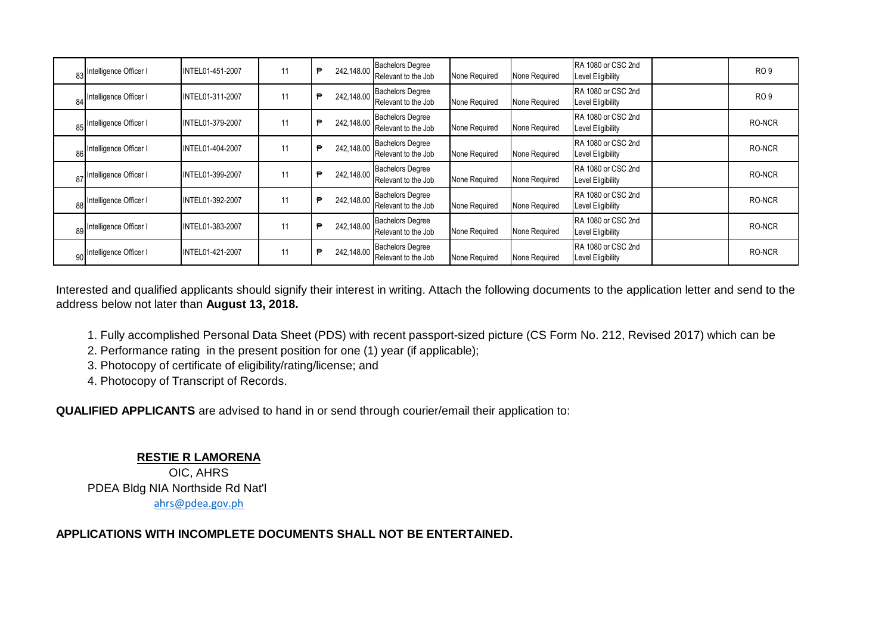| | | | | | | | | | | |
|---|---|---|---|---|---|---|---|---|---|---|
| 83 | Intelligence Officer I | INTEL01-451-2007 | 11 | ₱ 242,148.00 | Bachelors Degree Relevant to the Job | None Required | None Required | RA 1080 or CSC 2nd Level Eligibility | | RO 9 |
| 84 | Intelligence Officer I | INTEL01-311-2007 | 11 | ₱ 242,148.00 | Bachelors Degree Relevant to the Job | None Required | None Required | RA 1080 or CSC 2nd Level Eligibility | | RO 9 |
| 85 | Intelligence Officer I | INTEL01-379-2007 | 11 | ₱ 242,148.00 | Bachelors Degree Relevant to the Job | None Required | None Required | RA 1080 or CSC 2nd Level Eligibility | | RO-NCR |
| 86 | Intelligence Officer I | INTEL01-404-2007 | 11 | ₱ 242,148.00 | Bachelors Degree Relevant to the Job | None Required | None Required | RA 1080 or CSC 2nd Level Eligibility | | RO-NCR |
| 87 | Intelligence Officer I | INTEL01-399-2007 | 11 | ₱ 242,148.00 | Bachelors Degree Relevant to the Job | None Required | None Required | RA 1080 or CSC 2nd Level Eligibility | | RO-NCR |
| 88 | Intelligence Officer I | INTEL01-392-2007 | 11 | ₱ 242,148.00 | Bachelors Degree Relevant to the Job | None Required | None Required | RA 1080 or CSC 2nd Level Eligibility | | RO-NCR |
| 89 | Intelligence Officer I | INTEL01-383-2007 | 11 | ₱ 242,148.00 | Bachelors Degree Relevant to the Job | None Required | None Required | RA 1080 or CSC 2nd Level Eligibility | | RO-NCR |
| 90 | Intelligence Officer I | INTEL01-421-2007 | 11 | ₱ 242,148.00 | Bachelors Degree Relevant to the Job | None Required | None Required | RA 1080 or CSC 2nd Level Eligibility | | RO-NCR |

Interested and qualified applicants should signify their interest in writing. Attach the following documents to the application letter and send to the address below not later than **August 13, 2018.**

1. Fully accomplished Personal Data Sheet (PDS) with recent passport-sized picture (CS Form No. 212, Revised 2017) which can be
2. Performance rating in the present position for one (1) year (if applicable);
3. Photocopy of certificate of eligibility/rating/license; and
4. Photocopy of Transcript of Records.

**QUALIFIED APPLICANTS** are advised to hand in or send through courier/email their application to:

**RESTIE R LAMORENA**
OIC, AHRS
PDEA Bldg NIA Northside Rd Nat'l
ahrs@pdea.gov.ph

**APPLICATIONS WITH INCOMPLETE DOCUMENTS SHALL NOT BE ENTERTAINED.**